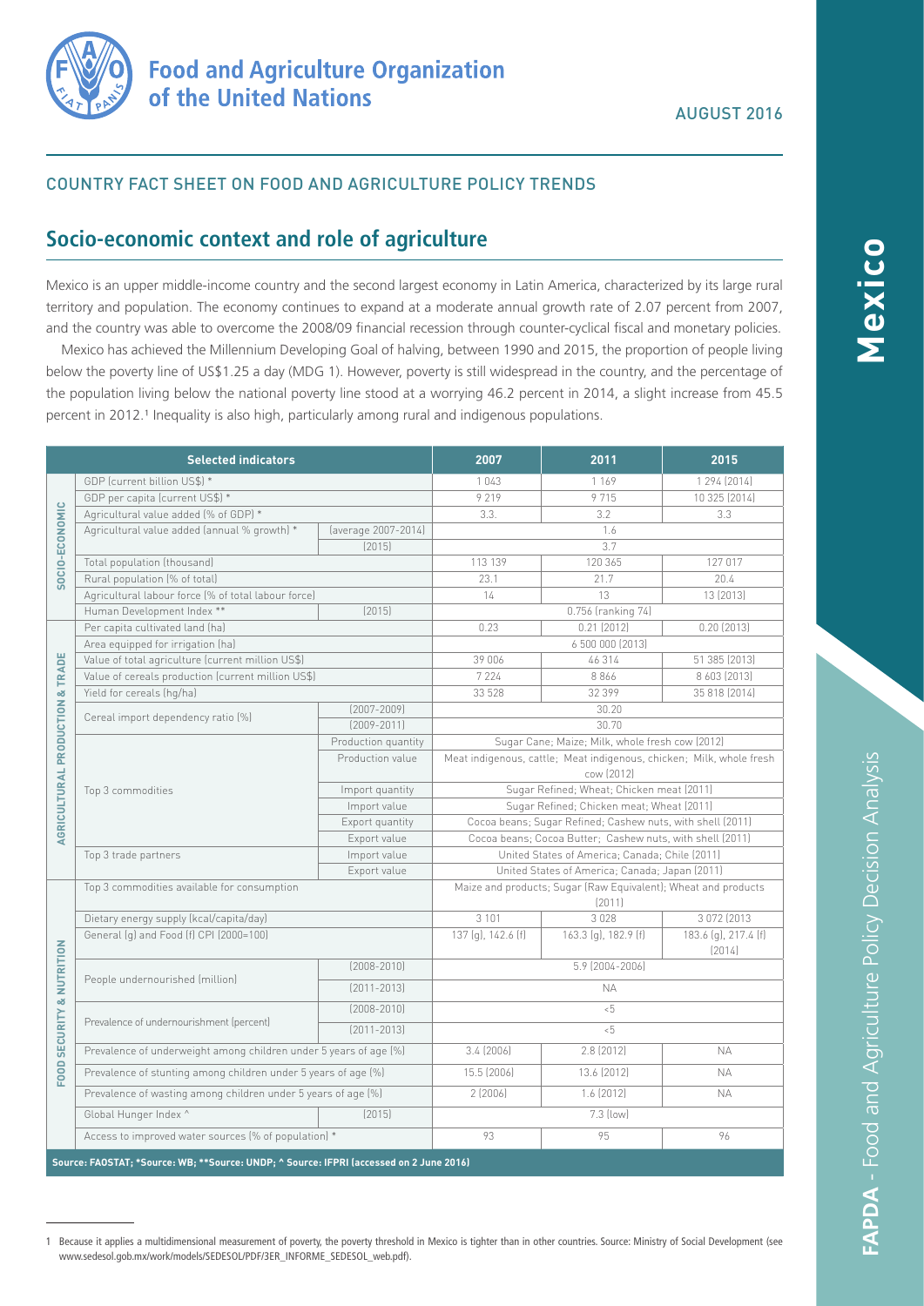# Food and Agriculture Organization of the United Nations

AUGUST 2016

COUNTRY FACT SHEET ON FOOD AND AGRICULTURE POLICY TRENDS

# Mexico

## Socio-economic context and role of agriculture

Mexico is an upper middle-income country and the second largest economy in Latin America, characterized by its large rural territory and population. The economy continues to expand at a moderate annual growth rate of 2.07 percent from 2007, and the country was able to overcome the 2008/09 financial recession through counter-cyclical fiscal and monetary policies.

Mexico has achieved the Millennium Developing Goal of halving, between 1990 and 2015, the proportion of people living below the poverty line of US$1.25 a day (MDG 1). However, poverty is still widespread in the country, and the percentage of the population living below the national poverty line stood at a worrying 46.2 percent in 2014, a slight increase from 45.5 percent in 2012.[1] Inequality is also high, particularly among rural and indigenous populations.

| | Selected indicators | | 2007 | 2011 | 2015 |
|---|---|---|---|---|---|
| SOCIO-ECONOMIC | GDP (current billion US$) * | | 1 043 | 1 169 | 1 294 (2014) |
| | GDP per capita (current US$) * | | 9 219 | 9 715 | 10 325 (2014) |
| | Agricultural value added (% of GDP) * | | 3.3. | 3.2 | 3.3 |
| | Agricultural value added (annual % growth) * | (average 2007-2014) | 1.6 | | |
| | | (2015) | 3.7 | | |
| | Total population (thousand) | | 113 139 | 120 365 | 127 017 |
| | Rural population (% of total) | | 23.1 | 21.7 | 20.4 |
| | Agricultural labour force (% of total labour force) | | 14 | 13 | 13 (2013) |
| | Human Development Index ** | (2015) | 0.756 (ranking 74) | | |
| AGRICULTURAL PRODUCTION & TRADE | Per capita cultivated land (ha) | | 0.23 | 0.21 (2012) | 0.20 (2013) |
| | Area equipped for irrigation (ha) | | 6 500 000 (2013) | | |
| | Value of total agriculture (current million US$) | | 39 006 | 46 314 | 51 385 (2013) |
| | Value of cereals production (current million US$) | | 7 224 | 8 866 | 8 603 (2013) |
| | Yield for cereals (hg/ha) | | 33 528 | 32 399 | 35 818 (2014) |
| | Cereal import dependency ratio (%) | (2007-2009) | 30.20 | | |
| | | (2009-2011) | 30.70 | | |
| | Top 3 commodities | Production quantity | Sugar Cane; Maize; Milk, whole fresh cow (2012) | | |
| | | Production value | Meat indigenous, cattle; Meat indigenous, chicken; Milk, whole fresh cow (2012) | | |
| | | Import quantity | Sugar Refined; Wheat; Chicken meat (2011) | | |
| | | Import value | Sugar Refined; Chicken meat; Wheat (2011) | | |
| | | Export quantity | Cocoa beans; Sugar Refined; Cashew nuts, with shell (2011) | | |
| | | Export value | Cocoa beans; Cocoa Butter; Cashew nuts, with shell (2011) | | |
| | Top 3 trade partners | Import value | United States of America; Canada; Chile (2011) | | |
| | | Export value | United States of America; Canada; Japan (2011) | | |
| FOOD SECURITY & NUTRITION | Top 3 commodities available for consumption | | Maize and products; Sugar (Raw Equivalent); Wheat and products (2011) | | |
| | Dietary energy supply (kcal/capita/day) | | 3 101 | 3 028 | 3 072 (2013 |
| | General (g) and Food (f) CPI (2000=100) | | 137 (g), 142.6 (f) | 163.3 (g), 182.9 (f) | 183.6 (g), 217.4 (f) (2014) |
| | People undernourished (million) | (2008-2010) | 5.9 (2004-2006) | | |
| | | (2011-2013) | NA | | |
| | Prevalence of undernourishment (percent) | (2008-2010) | <5 | | |
| | | (2011-2013) | <5 | | |
| | Prevalence of underweight among children under 5 years of age (%) | | 3.4 (2006) | 2.8 (2012) | NA |
| | Prevalence of stunting among children under 5 years of age (%) | | 15.5 (2006) | 13.6 (2012) | NA |
| | Prevalence of wasting among children under 5 years of age (%) | | 2 (2006) | 1.6 (2012) | NA |
| | Global Hunger Index ^ | (2015) | 7.3 (low) | | |
| | Access to improved water sources (% of population) * | | 93 | 95 | 96 |

**Source: FAOSTAT; *Source: WB; **Source: UNDP; ^ Source: IFPRI (accessed on 2 June 2016)**

1 Because it applies a multidimensional measurement of poverty, the poverty threshold in Mexico is tighter than in other countries. Source: Ministry of Social Development (see www.sedesol.gob.mx/work/models/SEDESOL/PDF/3ER_INFORME_SEDESOL_web.pdf).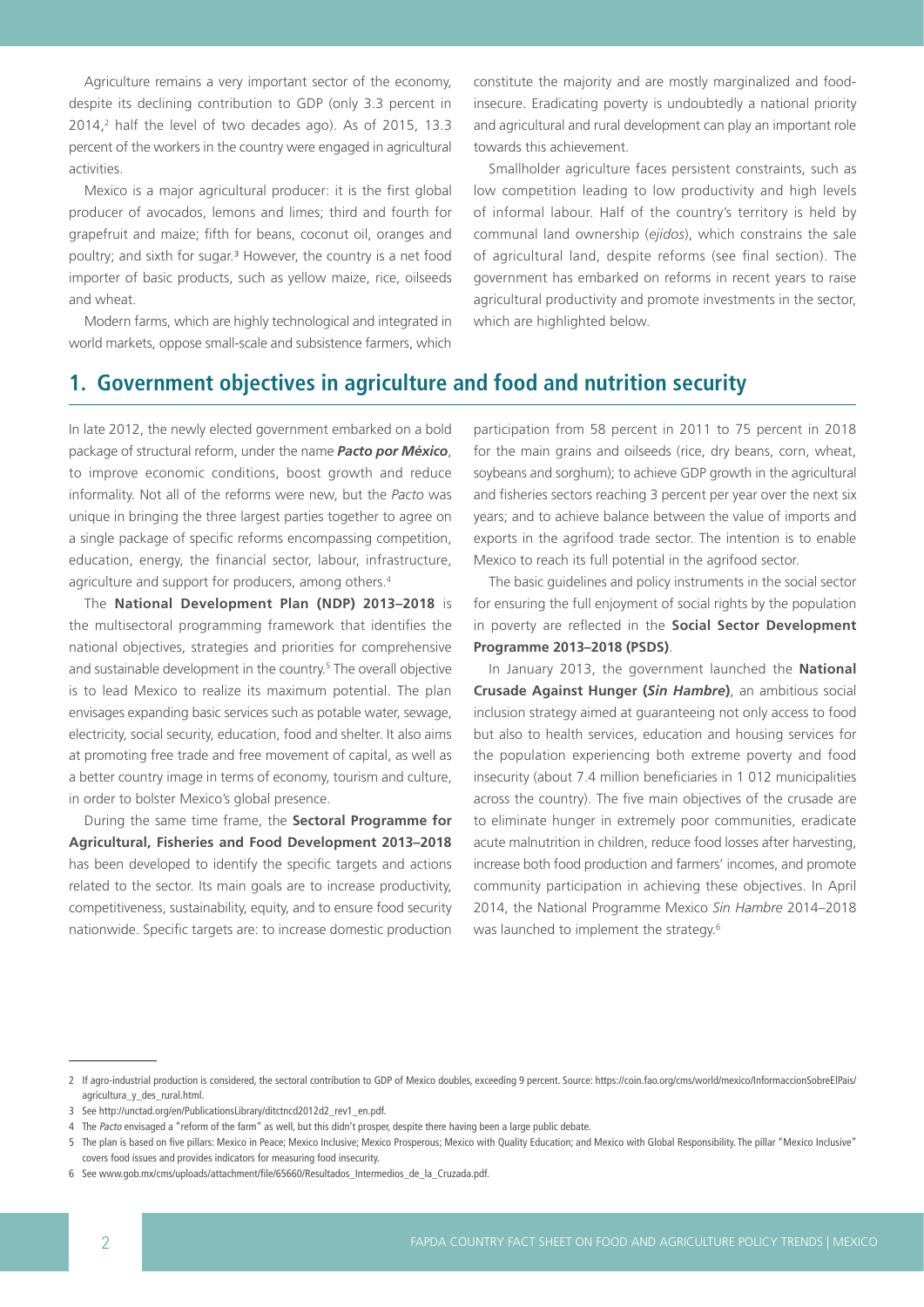Agriculture remains a very important sector of the economy, despite its declining contribution to GDP (only 3.3 percent in 2014,[2] half the level of two decades ago). As of 2015, 13.3 percent of the workers in the country were engaged in agricultural activities.

Mexico is a major agricultural producer: it is the first global producer of avocados, lemons and limes; third and fourth for grapefruit and maize; fifth for beans, coconut oil, oranges and poultry; and sixth for sugar.[3] However, the country is a net food importer of basic products, such as yellow maize, rice, oilseeds and wheat.

Modern farms, which are highly technological and integrated in world markets, oppose small-scale and subsistence farmers, which constitute the majority and are mostly marginalized and food-insecure. Eradicating poverty is undoubtedly a national priority and agricultural and rural development can play an important role towards this achievement.

Smallholder agriculture faces persistent constraints, such as low competition leading to low productivity and high levels of informal labour. Half of the country's territory is held by communal land ownership (*ejidos*), which constrains the sale of agricultural land, despite reforms (see final section). The government has embarked on reforms in recent years to raise agricultural productivity and promote investments in the sector, which are highlighted below.

## 1. Government objectives in agriculture and food and nutrition security

In late 2012, the newly elected government embarked on a bold package of structural reform, under the name ***Pacto por México***, to improve economic conditions, boost growth and reduce informality. Not all of the reforms were new, but the *Pacto* was unique in bringing the three largest parties together to agree on a single package of specific reforms encompassing competition, education, energy, the financial sector, labour, infrastructure, agriculture and support for producers, among others.[4]

The **National Development Plan (NDP) 2013–2018** is the multisectoral programming framework that identifies the national objectives, strategies and priorities for comprehensive and sustainable development in the country.[5] The overall objective is to lead Mexico to realize its maximum potential. The plan envisages expanding basic services such as potable water, sewage, electricity, social security, education, food and shelter. It also aims at promoting free trade and free movement of capital, as well as a better country image in terms of economy, tourism and culture, in order to bolster Mexico's global presence.

During the same time frame, the **Sectoral Programme for Agricultural, Fisheries and Food Development 2013–2018** has been developed to identify the specific targets and actions related to the sector. Its main goals are to increase productivity, competitiveness, sustainability, equity, and to ensure food security nationwide. Specific targets are: to increase domestic production participation from 58 percent in 2011 to 75 percent in 2018 for the main grains and oilseeds (rice, dry beans, corn, wheat, soybeans and sorghum); to achieve GDP growth in the agricultural and fisheries sectors reaching 3 percent per year over the next six years; and to achieve balance between the value of imports and exports in the agrifood trade sector. The intention is to enable Mexico to reach its full potential in the agrifood sector.

The basic guidelines and policy instruments in the social sector for ensuring the full enjoyment of social rights by the population in poverty are reflected in the **Social Sector Development Programme 2013–2018 (PSDS)**.

In January 2013, the government launched the **National Crusade Against Hunger (*Sin Hambre*)**, an ambitious social inclusion strategy aimed at guaranteeing not only access to food but also to health services, education and housing services for the population experiencing both extreme poverty and food insecurity (about 7.4 million beneficiaries in 1 012 municipalities across the country). The five main objectives of the crusade are to eliminate hunger in extremely poor communities, eradicate acute malnutrition in children, reduce food losses after harvesting, increase both food production and farmers' incomes, and promote community participation in achieving these objectives. In April 2014, the National Programme Mexico *Sin Hambre* 2014–2018 was launched to implement the strategy.[6]

---

2 If agro-industrial production is considered, the sectoral contribution to GDP of Mexico doubles, exceeding 9 percent. Source: https://coin.fao.org/cms/world/mexico/InformaccionSobreElPais/agricultura_y_des_rural.html.

3 See http://unctad.org/en/PublicationsLibrary/ditctncd2012d2_rev1_en.pdf.

4 The *Pacto* envisaged a "reform of the farm" as well, but this didn't prosper, despite there having been a large public debate.

5 The plan is based on five pillars: Mexico in Peace; Mexico Inclusive; Mexico Prosperous; Mexico with Quality Education; and Mexico with Global Responsibility. The pillar "Mexico Inclusive" covers food issues and provides indicators for measuring food insecurity.

6 See www.gob.mx/cms/uploads/attachment/file/65660/Resultados_Intermedios_de_la_Cruzada.pdf.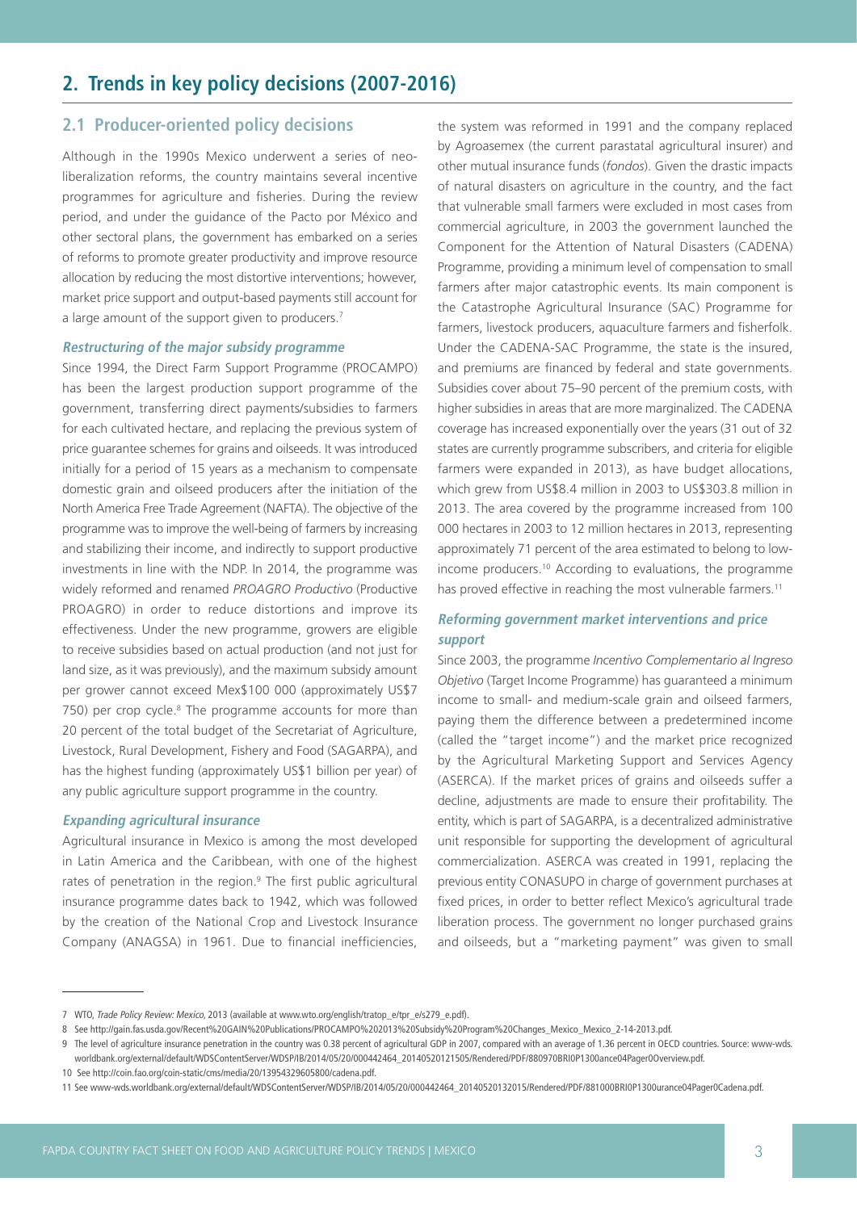## 2. Trends in key policy decisions (2007-2016)

### 2.1 Producer-oriented policy decisions

Although in the 1990s Mexico underwent a series of neo-liberalization reforms, the country maintains several incentive programmes for agriculture and fisheries. During the review period, and under the guidance of the Pacto por México and other sectoral plans, the government has embarked on a series of reforms to promote greater productivity and improve resource allocation by reducing the most distortive interventions; however, market price support and output-based payments still account for a large amount of the support given to producers.[7]

#### *Restructuring of the major subsidy programme*

Since 1994, the Direct Farm Support Programme (PROCAMPO) has been the largest production support programme of the government, transferring direct payments/subsidies to farmers for each cultivated hectare, and replacing the previous system of price guarantee schemes for grains and oilseeds. It was introduced initially for a period of 15 years as a mechanism to compensate domestic grain and oilseed producers after the initiation of the North America Free Trade Agreement (NAFTA). The objective of the programme was to improve the well-being of farmers by increasing and stabilizing their income, and indirectly to support productive investments in line with the NDP. In 2014, the programme was widely reformed and renamed *PROAGRO Productivo* (Productive PROAGRO) in order to reduce distortions and improve its effectiveness. Under the new programme, growers are eligible to receive subsidies based on actual production (and not just for land size, as it was previously), and the maximum subsidy amount per grower cannot exceed Mex$100 000 (approximately US$7 750) per crop cycle.[8] The programme accounts for more than 20 percent of the total budget of the Secretariat of Agriculture, Livestock, Rural Development, Fishery and Food (SAGARPA), and has the highest funding (approximately US$1 billion per year) of any public agriculture support programme in the country.

#### *Expanding agricultural insurance*

Agricultural insurance in Mexico is among the most developed in Latin America and the Caribbean, with one of the highest rates of penetration in the region.[9] The first public agricultural insurance programme dates back to 1942, which was followed by the creation of the National Crop and Livestock Insurance Company (ANAGSA) in 1961. Due to financial inefficiencies, the system was reformed in 1991 and the company replaced by Agroasemex (the current parastatal agricultural insurer) and other mutual insurance funds (*fondos*). Given the drastic impacts of natural disasters on agriculture in the country, and the fact that vulnerable small farmers were excluded in most cases from commercial agriculture, in 2003 the government launched the Component for the Attention of Natural Disasters (CADENA) Programme, providing a minimum level of compensation to small farmers after major catastrophic events. Its main component is the Catastrophe Agricultural Insurance (SAC) Programme for farmers, livestock producers, aquaculture farmers and fisherfolk. Under the CADENA-SAC Programme, the state is the insured, and premiums are financed by federal and state governments. Subsidies cover about 75–90 percent of the premium costs, with higher subsidies in areas that are more marginalized. The CADENA coverage has increased exponentially over the years (31 out of 32 states are currently programme subscribers, and criteria for eligible farmers were expanded in 2013), as have budget allocations, which grew from US$8.4 million in 2003 to US$303.8 million in 2013. The area covered by the programme increased from 100 000 hectares in 2003 to 12 million hectares in 2013, representing approximately 71 percent of the area estimated to belong to low-income producers.[10] According to evaluations, the programme has proved effective in reaching the most vulnerable farmers.[11]

#### *Reforming government market interventions and price support*

Since 2003, the programme *Incentivo Complementario al Ingreso Objetivo* (Target Income Programme) has guaranteed a minimum income to small- and medium-scale grain and oilseed farmers, paying them the difference between a predetermined income (called the "target income") and the market price recognized by the Agricultural Marketing Support and Services Agency (ASERCA). If the market prices of grains and oilseeds suffer a decline, adjustments are made to ensure their profitability. The entity, which is part of SAGARPA, is a decentralized administrative unit responsible for supporting the development of agricultural commercialization. ASERCA was created in 1991, replacing the previous entity CONASUPO in charge of government purchases at fixed prices, in order to better reflect Mexico's agricultural trade liberation process. The government no longer purchased grains and oilseeds, but a "marketing payment" was given to small

---

7 WTO, *Trade Policy Review: Mexico*, 2013 (available at www.wto.org/english/tratop_e/tpr_e/s279_e.pdf).

8 See http://gain.fas.usda.gov/Recent%20GAIN%20Publications/PROCAMPO%202013%20Subsidy%20Program%20Changes_Mexico_Mexico_2-14-2013.pdf.

9 The level of agriculture insurance penetration in the country was 0.38 percent of agricultural GDP in 2007, compared with an average of 1.36 percent in OECD countries. Source: www-wds.worldbank.org/external/default/WDSContentServer/WDSP/IB/2014/05/20/000442464_20140520121505/Rendered/PDF/880970BRI0P1300ance04Pager0Overview.pdf.

10 See http://coin.fao.org/coin-static/cms/media/20/13954329605800/cadena.pdf.

11 See www-wds.worldbank.org/external/default/WDSContentServer/WDSP/IB/2014/05/20/000442464_20140520132015/Rendered/PDF/881000BRI0P1300urance04Pager0Cadena.pdf.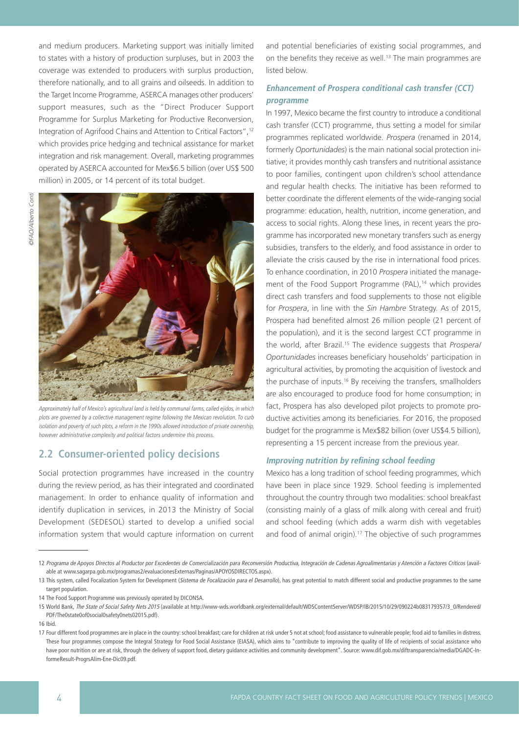and medium producers. Marketing support was initially limited to states with a history of production surpluses, but in 2003 the coverage was extended to producers with surplus production, therefore nationally, and to all grains and oilseeds. In addition to the Target Income Programme, ASERCA manages other producers' support measures, such as the "Direct Producer Support Programme for Surplus Marketing for Productive Reconversion, Integration of Agrifood Chains and Attention to Critical Factors",[12] which provides price hedging and technical assistance for market integration and risk management. Overall, marketing programmes operated by ASERCA accounted for Mex$6.5 billion (over US$ 500 million) in 2005, or 14 percent of its total budget.

©FAO/Alberto Conti

*Approximately half of Mexico's agricultural land is held by communal farms, called ejidos, in which plots are governed by a collective management regime following the Mexican revolution. To curb isolation and poverty of such plots, a reform in the 1990s allowed introduction of private ownership, however administrative complexity and political factors undermine this process.*

## 2.2 Consumer-oriented policy decisions

Social protection programmes have increased in the country during the review period, as has their integrated and coordinated management. In order to enhance quality of information and identify duplication in services, in 2013 the Ministry of Social Development (SEDESOL) started to develop a unified social information system that would capture information on current and potential beneficiaries of existing social programmes, and on the benefits they receive as well.[13] The main programmes are listed below.

### *Enhancement of Prospera conditional cash transfer (CCT) programme*

In 1997, Mexico became the first country to introduce a conditional cash transfer (CCT) programme, thus setting a model for similar programmes replicated worldwide. *Prospera* (renamed in 2014, formerly *Oportunidades*) is the main national social protection initiative; it provides monthly cash transfers and nutritional assistance to poor families, contingent upon children's school attendance and regular health checks. The initiative has been reformed to better coordinate the different elements of the wide-ranging social programme: education, health, nutrition, income generation, and access to social rights. Along these lines, in recent years the programme has incorporated new monetary transfers such as energy subsidies, transfers to the elderly, and food assistance in order to alleviate the crisis caused by the rise in international food prices. To enhance coordination, in 2010 *Prospera* initiated the management of the Food Support Programme (PAL),[14] which provides direct cash transfers and food supplements to those not eligible for *Prospera*, in line with the *Sin Hambre* Strategy. As of 2015, Prospera had benefited almost 26 million people (21 percent of the population), and it is the second largest CCT programme in the world, after Brazil.[15] The evidence suggests that *Prospera/Oportunidades* increases beneficiary households' participation in agricultural activities, by promoting the acquisition of livestock and the purchase of inputs.[16] By receiving the transfers, smallholders are also encouraged to produce food for home consumption; in fact, Prospera has also developed pilot projects to promote productive activities among its beneficiaries. For 2016, the proposed budget for the programme is Mex$82 billion (over US$4.5 billion), representing a 15 percent increase from the previous year.

### *Improving nutrition by refining school feeding*

Mexico has a long tradition of school feeding programmes, which have been in place since 1929. School feeding is implemented throughout the country through two modalities: school breakfast (consisting mainly of a glass of milk along with cereal and fruit) and school feeding (which adds a warm dish with vegetables and food of animal origin).[17] The objective of such programmes

---

12 *Programa de Apoyos Directos al Productor por Excedentes de Comercialización para Reconversión Productiva, Integración de Cadenas Agroalimentarias y Atención a Factores Críticos* (available at www.sagarpa.gob.mx/programas2/evaluacionesExternas/Paginas/APOYOSDIRECTOS.aspx).

13 This system, called Focalization System for Development (*Sistema de Focalización para el Desarrollo*), has great potential to match different social and productive programmes to the same target population.

14 The Food Support Programme was previously operated by DICONSA.

15 World Bank, *The State of Social Safety Nets 2015* (available at http://www-wds.worldbank.org/external/default/WDSContentServer/WDSP/IB/2015/10/29/090224b083179357/3_0/Rendered/PDF/The0state0of0social0safety0nets02015.pdf).

16 Ibid.

17 Four different food programmes are in place in the country: school breakfast; care for children at risk under 5 not at school; food assistance to vulnerable people; food aid to families in distress. These four programmes compose the Integral Strategy for Food Social Assistance (EIASA), which aims to "contribute to improving the quality of life of recipients of social assistance who have poor nutrition or are at risk, through the delivery of support food, dietary guidance activities and community development". Source: www.dif.gob.mx/diftransparencia/media/DGADC-InformeResult-ProgrsAlim-Ene-Dic09.pdf.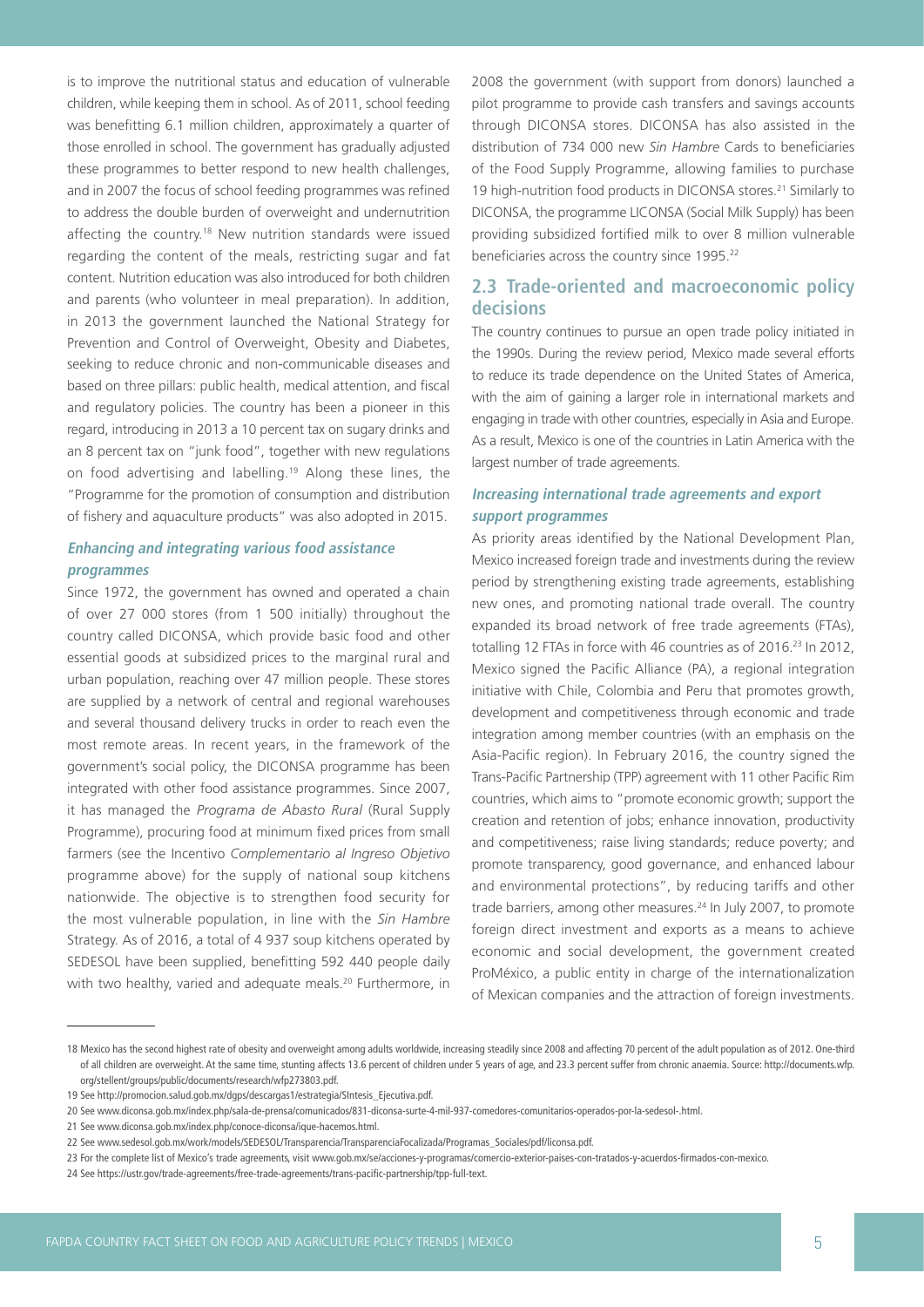is to improve the nutritional status and education of vulnerable children, while keeping them in school. As of 2011, school feeding was benefitting 6.1 million children, approximately a quarter of those enrolled in school. The government has gradually adjusted these programmes to better respond to new health challenges, and in 2007 the focus of school feeding programmes was refined to address the double burden of overweight and undernutrition affecting the country.[18] New nutrition standards were issued regarding the content of the meals, restricting sugar and fat content. Nutrition education was also introduced for both children and parents (who volunteer in meal preparation). In addition, in 2013 the government launched the National Strategy for Prevention and Control of Overweight, Obesity and Diabetes, seeking to reduce chronic and non-communicable diseases and based on three pillars: public health, medical attention, and fiscal and regulatory policies. The country has been a pioneer in this regard, introducing in 2013 a 10 percent tax on sugary drinks and an 8 percent tax on "junk food", together with new regulations on food advertising and labelling.[19] Along these lines, the "Programme for the promotion of consumption and distribution of fishery and aquaculture products" was also adopted in 2015.

### *Enhancing and integrating various food assistance programmes*

Since 1972, the government has owned and operated a chain of over 27 000 stores (from 1 500 initially) throughout the country called DICONSA, which provide basic food and other essential goods at subsidized prices to the marginal rural and urban population, reaching over 47 million people. These stores are supplied by a network of central and regional warehouses and several thousand delivery trucks in order to reach even the most remote areas. In recent years, in the framework of the government's social policy, the DICONSA programme has been integrated with other food assistance programmes. Since 2007, it has managed the *Programa de Abasto Rural* (Rural Supply Programme), procuring food at minimum fixed prices from small farmers (see the Incentivo *Complementario al Ingreso Objetivo* programme above) for the supply of national soup kitchens nationwide. The objective is to strengthen food security for the most vulnerable population, in line with the *Sin Hambre* Strategy. As of 2016, a total of 4 937 soup kitchens operated by SEDESOL have been supplied, benefitting 592 440 people daily with two healthy, varied and adequate meals.[20] Furthermore, in 2008 the government (with support from donors) launched a pilot programme to provide cash transfers and savings accounts through DICONSA stores. DICONSA has also assisted in the distribution of 734 000 new *Sin Hambre* Cards to beneficiaries of the Food Supply Programme, allowing families to purchase 19 high-nutrition food products in DICONSA stores.[21] Similarly to DICONSA, the programme LICONSA (Social Milk Supply) has been providing subsidized fortified milk to over 8 million vulnerable beneficiaries across the country since 1995.[22]

## 2.3 Trade-oriented and macroeconomic policy decisions

The country continues to pursue an open trade policy initiated in the 1990s. During the review period, Mexico made several efforts to reduce its trade dependence on the United States of America, with the aim of gaining a larger role in international markets and engaging in trade with other countries, especially in Asia and Europe. As a result, Mexico is one of the countries in Latin America with the largest number of trade agreements.

### *Increasing international trade agreements and export support programmes*

As priority areas identified by the National Development Plan, Mexico increased foreign trade and investments during the review period by strengthening existing trade agreements, establishing new ones, and promoting national trade overall. The country expanded its broad network of free trade agreements (FTAs), totalling 12 FTAs in force with 46 countries as of 2016.[23] In 2012, Mexico signed the Pacific Alliance (PA), a regional integration initiative with Chile, Colombia and Peru that promotes growth, development and competitiveness through economic and trade integration among member countries (with an emphasis on the Asia-Pacific region). In February 2016, the country signed the Trans-Pacific Partnership (TPP) agreement with 11 other Pacific Rim countries, which aims to "promote economic growth; support the creation and retention of jobs; enhance innovation, productivity and competitiveness; raise living standards; reduce poverty; and promote transparency, good governance, and enhanced labour and environmental protections", by reducing tariffs and other trade barriers, among other measures.[24] In July 2007, to promote foreign direct investment and exports as a means to achieve economic and social development, the government created ProMéxico, a public entity in charge of the internationalization of Mexican companies and the attraction of foreign investments.

---

18 Mexico has the second highest rate of obesity and overweight among adults worldwide, increasing steadily since 2008 and affecting 70 percent of the adult population as of 2012. One-third of all children are overweight. At the same time, stunting affects 13.6 percent of children under 5 years of age, and 23.3 percent suffer from chronic anaemia. Source: http://documents.wfp.org/stellent/groups/public/documents/research/wfp273803.pdf.

19 See http://promocion.salud.gob.mx/dgps/descargas1/estrategia/SIntesis_Ejecutiva.pdf.

20 See www.diconsa.gob.mx/index.php/sala-de-prensa/comunicados/831-diconsa-surte-4-mil-937-comedores-comunitarios-operados-por-la-sedesol-.html.

21 See www.diconsa.gob.mx/index.php/conoce-diconsa/ique-hacemos.html.

22 See www.sedesol.gob.mx/work/models/SEDESOL/Transparencia/TransparenciaFocalizada/Programas_Sociales/pdf/liconsa.pdf.

23 For the complete list of Mexico's trade agreements, visit www.gob.mx/se/acciones-y-programas/comercio-exterior-paises-con-tratados-y-acuerdos-firmados-con-mexico.

24 See https://ustr.gov/trade-agreements/free-trade-agreements/trans-pacific-partnership/tpp-full-text.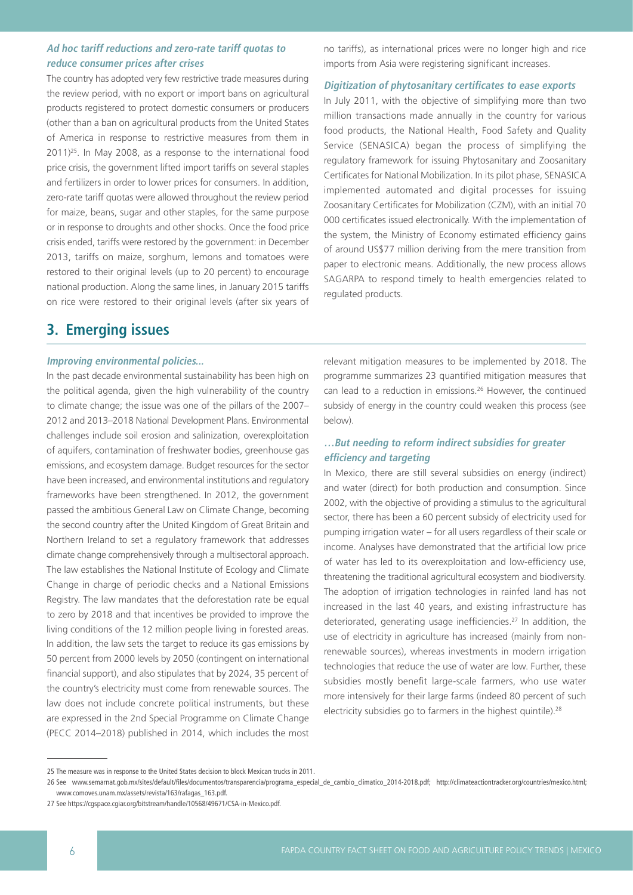### *Ad hoc tariff reductions and zero-rate tariff quotas to reduce consumer prices after crises*

The country has adopted very few restrictive trade measures during the review period, with no export or import bans on agricultural products registered to protect domestic consumers or producers (other than a ban on agricultural products from the United States of America in response to restrictive measures from them in 2011)[25]. In May 2008, as a response to the international food price crisis, the government lifted import tariffs on several staples and fertilizers in order to lower prices for consumers. In addition, zero-rate tariff quotas were allowed throughout the review period for maize, beans, sugar and other staples, for the same purpose or in response to droughts and other shocks. Once the food price crisis ended, tariffs were restored by the government: in December 2013, tariffs on maize, sorghum, lemons and tomatoes were restored to their original levels (up to 20 percent) to encourage national production. Along the same lines, in January 2015 tariffs on rice were restored to their original levels (after six years of no tariffs), as international prices were no longer high and rice imports from Asia were registering significant increases.

### *Digitization of phytosanitary certificates to ease exports*

In July 2011, with the objective of simplifying more than two million transactions made annually in the country for various food products, the National Health, Food Safety and Quality Service (SENASICA) began the process of simplifying the regulatory framework for issuing Phytosanitary and Zoosanitary Certificates for National Mobilization. In its pilot phase, SENASICA implemented automated and digital processes for issuing Zoosanitary Certificates for Mobilization (CZM), with an initial 70 000 certificates issued electronically. With the implementation of the system, the Ministry of Economy estimated efficiency gains of around US$77 million deriving from the mere transition from paper to electronic means. Additionally, the new process allows SAGARPA to respond timely to health emergencies related to regulated products.

## 3. Emerging issues

### *Improving environmental policies...*

In the past decade environmental sustainability has been high on the political agenda, given the high vulnerability of the country to climate change; the issue was one of the pillars of the 2007–2012 and 2013–2018 National Development Plans. Environmental challenges include soil erosion and salinization, overexploitation of aquifers, contamination of freshwater bodies, greenhouse gas emissions, and ecosystem damage. Budget resources for the sector have been increased, and environmental institutions and regulatory frameworks have been strengthened. In 2012, the government passed the ambitious General Law on Climate Change, becoming the second country after the United Kingdom of Great Britain and Northern Ireland to set a regulatory framework that addresses climate change comprehensively through a multisectoral approach. The law establishes the National Institute of Ecology and Climate Change in charge of periodic checks and a National Emissions Registry. The law mandates that the deforestation rate be equal to zero by 2018 and that incentives be provided to improve the living conditions of the 12 million people living in forested areas. In addition, the law sets the target to reduce its gas emissions by 50 percent from 2000 levels by 2050 (contingent on international financial support), and also stipulates that by 2024, 35 percent of the country's electricity must come from renewable sources. The law does not include concrete political instruments, but these are expressed in the 2nd Special Programme on Climate Change (PECC 2014–2018) published in 2014, which includes the most relevant mitigation measures to be implemented by 2018. The programme summarizes 23 quantified mitigation measures that can lead to a reduction in emissions.[26] However, the continued subsidy of energy in the country could weaken this process (see below).

### *…But needing to reform indirect subsidies for greater efficiency and targeting*

In Mexico, there are still several subsidies on energy (indirect) and water (direct) for both production and consumption. Since 2002, with the objective of providing a stimulus to the agricultural sector, there has been a 60 percent subsidy of electricity used for pumping irrigation water – for all users regardless of their scale or income. Analyses have demonstrated that the artificial low price of water has led to its overexploitation and low-efficiency use, threatening the traditional agricultural ecosystem and biodiversity. The adoption of irrigation technologies in rainfed land has not increased in the last 40 years, and existing infrastructure has deteriorated, generating usage inefficiencies.[27] In addition, the use of electricity in agriculture has increased (mainly from non-renewable sources), whereas investments in modern irrigation technologies that reduce the use of water are low. Further, these subsidies mostly benefit large-scale farmers, who use water more intensively for their large farms (indeed 80 percent of such electricity subsidies go to farmers in the highest quintile).[28]

---

25 The measure was in response to the United States decision to block Mexican trucks in 2011.

26 See www.semarnat.gob.mx/sites/default/files/documentos/transparencia/programa_especial_de_cambio_climatico_2014-2018.pdf; http://climateactiontracker.org/countries/mexico.html; www.comoves.unam.mx/assets/revista/163/rafagas_163.pdf.

27 See https://cgspace.cgiar.org/bitstream/handle/10568/49671/CSA-in-Mexico.pdf.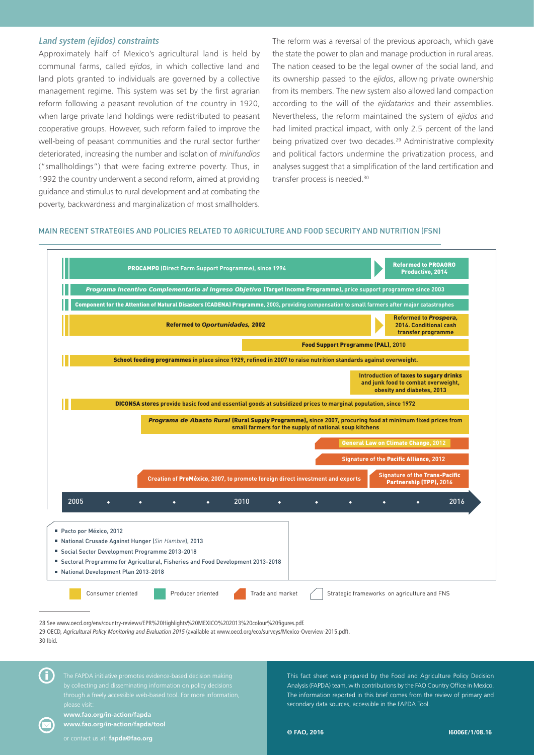### *Land system (ejidos) constraints*

Approximately half of Mexico's agricultural land is held by communal farms, called *ejidos*, in which collective land and land plots granted to individuals are governed by a collective management regime. This system was set by the first agrarian reform following a peasant revolution of the country in 1920, when large private land holdings were redistributed to peasant cooperative groups. However, such reform failed to improve the well-being of peasant communities and the rural sector further deteriorated, increasing the number and isolation of *minifundios* ("smallholdings") that were facing extreme poverty. Thus, in 1992 the country underwent a second reform, aimed at providing guidance and stimulus to rural development and at combating the poverty, backwardness and marginalization of most smallholders.

The reform was a reversal of the previous approach, which gave the state the power to plan and manage production in rural areas. The nation ceased to be the legal owner of the social land, and its ownership passed to the *ejidos*, allowing private ownership from its members. The new system also allowed land compaction according to the will of the *ejidatarios* and their assemblies. Nevertheless, the reform maintained the system of *ejidos* and had limited practical impact, with only 2.5 percent of the land being privatized over two decades.[29] Administrative complexity and political factors undermine the privatization process, and analyses suggest that a simplification of the land certification and transfer process is needed.[30]

## MAIN RECENT STRATEGIES AND POLICIES RELATED TO AGRICULTURE AND FOOD SECURITY AND NUTRITION (FSN)

**PROCAMPO** (Direct Farm Support Programme), since 1994

**Reformed to PROAGRO Productivo, 2014**

***Programa Incentivo Complementario al Ingreso Objetivo*** (Target Income Programme), price support programme since 2003

**Component for the Attention of Natural Disasters (CADENA) Programme**, 2003, providing compensation to small farmers after major catastrophes

Reformed to *Oportunidades*, 2002

Reformed to *Prospera*, 2014. Conditional cash transfer programme

**Food Support Programme (PAL)**, 2010

**School feeding programmes** in place since 1929, refined in 2007 to raise nutrition standards against overweight.

Introduction of **taxes to sugary drinks** and junk food to combat overweight, obesity and diabetes, 2013

**DICONSA stores** provide basic food and essential goods at subsidized prices to marginal population, since 1972

***Programa de Abasto Rural*** (Rural Supply Programme), since 2007, procuring food at minimum fixed prices from small farmers for the supply of national soup kitchens

**General Law on Climate Change**, 2012

Signature of the **Pacific Alliance**, 2012

Creation of **ProMéxico**, 2007, to promote foreign direct investment and exports

Signature of the **Trans-Pacific Partnership (TPP)**, 2016

2005 2010 2016

- Pacto por México, 2012
- National Crusade Against Hunger (*Sin Hambre*), 2013
- Social Sector Development Programme 2013-2018
- Sectoral Programme for Agricultural, Fisheries and Food Development 2013-2018
- National Development Plan 2013-2018

Consumer oriented | Producer oriented | Trade and market | Strategic frameworks on agriculture and FNS

---

28 See www.oecd.org/env/country-reviews/EPR%20Highlights%20MEXICO%202013%20colour%20figures.pdf.

29 OECD, *Agricultural Policy Monitoring and Evaluation 2015* (available at www.oecd.org/eco/surveys/Mexico-Overview-2015.pdf).

30 Ibid.

The FAPDA initiative promotes evidence-based decision making by collecting and disseminating information on policy decisions through a freely accessible web-based tool. For more information, please visit:

**www.fao.org/in-action/fapda**
**www.fao.org/in-action/fapda/tool**

or contact us at: **fapda@fao.org**

This fact sheet was prepared by the Food and Agriculture Policy Decision Analysis (FAPDA) team, with contributions by the FAO Country Office in Mexico. The information reported in this brief comes from the review of primary and secondary data sources, accessible in the FAPDA Tool.

**© FAO, 2016** **I6006E/1/08.16**